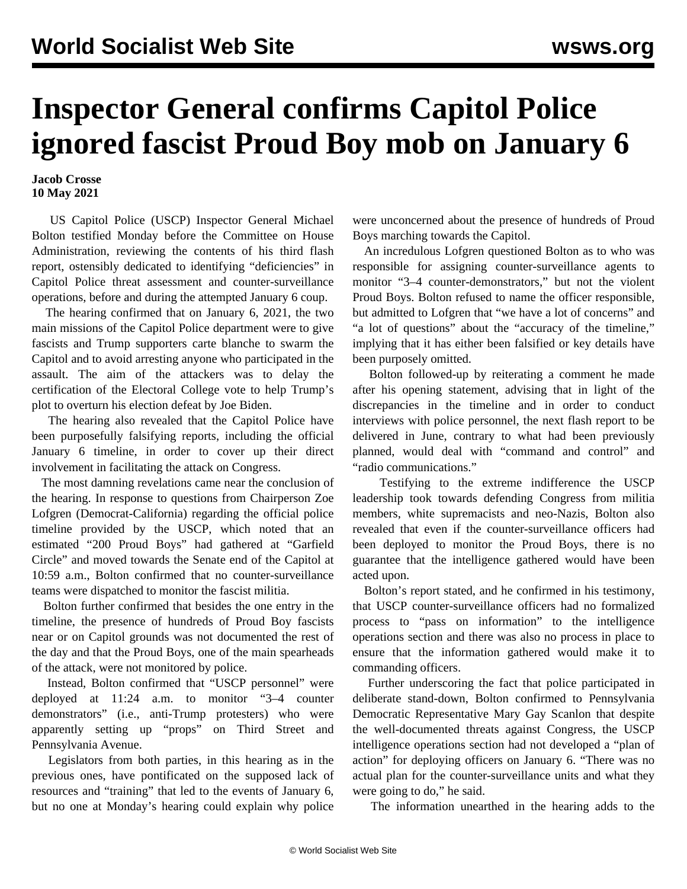# Inspector General confirms Capitol Police ignored fascist Proud Boy mob on January 6

**Jacob Crosse**
**10 May 2021**

US Capitol Police (USCP) Inspector General Michael Bolton testified Monday before the Committee on House Administration, reviewing the contents of his third flash report, ostensibly dedicated to identifying "deficiencies" in Capitol Police threat assessment and counter-surveillance operations, before and during the attempted January 6 coup.

The hearing confirmed that on January 6, 2021, the two main missions of the Capitol Police department were to give fascists and Trump supporters carte blanche to swarm the Capitol and to avoid arresting anyone who participated in the assault. The aim of the attackers was to delay the certification of the Electoral College vote to help Trump's plot to overturn his election defeat by Joe Biden.

The hearing also revealed that the Capitol Police have been purposefully falsifying reports, including the official January 6 timeline, in order to cover up their direct involvement in facilitating the attack on Congress.

The most damning revelations came near the conclusion of the hearing. In response to questions from Chairperson Zoe Lofgren (Democrat-California) regarding the official police timeline provided by the USCP, which noted that an estimated "200 Proud Boys" had gathered at "Garfield Circle" and moved towards the Senate end of the Capitol at 10:59 a.m., Bolton confirmed that no counter-surveillance teams were dispatched to monitor the fascist militia.

Bolton further confirmed that besides the one entry in the timeline, the presence of hundreds of Proud Boy fascists near or on Capitol grounds was not documented the rest of the day and that the Proud Boys, one of the main spearheads of the attack, were not monitored by police.

Instead, Bolton confirmed that "USCP personnel" were deployed at 11:24 a.m. to monitor "3–4 counter demonstrators" (i.e., anti-Trump protesters) who were apparently setting up "props" on Third Street and Pennsylvania Avenue.

Legislators from both parties, in this hearing as in the previous ones, have pontificated on the supposed lack of resources and "training" that led to the events of January 6, but no one at Monday's hearing could explain why police were unconcerned about the presence of hundreds of Proud Boys marching towards the Capitol.

An incredulous Lofgren questioned Bolton as to who was responsible for assigning counter-surveillance agents to monitor "3–4 counter-demonstrators," but not the violent Proud Boys. Bolton refused to name the officer responsible, but admitted to Lofgren that "we have a lot of concerns" and "a lot of questions" about the "accuracy of the timeline," implying that it has either been falsified or key details have been purposely omitted.

Bolton followed-up by reiterating a comment he made after his opening statement, advising that in light of the discrepancies in the timeline and in order to conduct interviews with police personnel, the next flash report to be delivered in June, contrary to what had been previously planned, would deal with "command and control" and "radio communications."

Testifying to the extreme indifference the USCP leadership took towards defending Congress from militia members, white supremacists and neo-Nazis, Bolton also revealed that even if the counter-surveillance officers had been deployed to monitor the Proud Boys, there is no guarantee that the intelligence gathered would have been acted upon.

Bolton's report stated, and he confirmed in his testimony, that USCP counter-surveillance officers had no formalized process to "pass on information" to the intelligence operations section and there was also no process in place to ensure that the information gathered would make it to commanding officers.

Further underscoring the fact that police participated in deliberate stand-down, Bolton confirmed to Pennsylvania Democratic Representative Mary Gay Scanlon that despite the well-documented threats against Congress, the USCP intelligence operations section had not developed a "plan of action" for deploying officers on January 6. "There was no actual plan for the counter-surveillance units and what they were going to do," he said.

The information unearthed in the hearing adds to the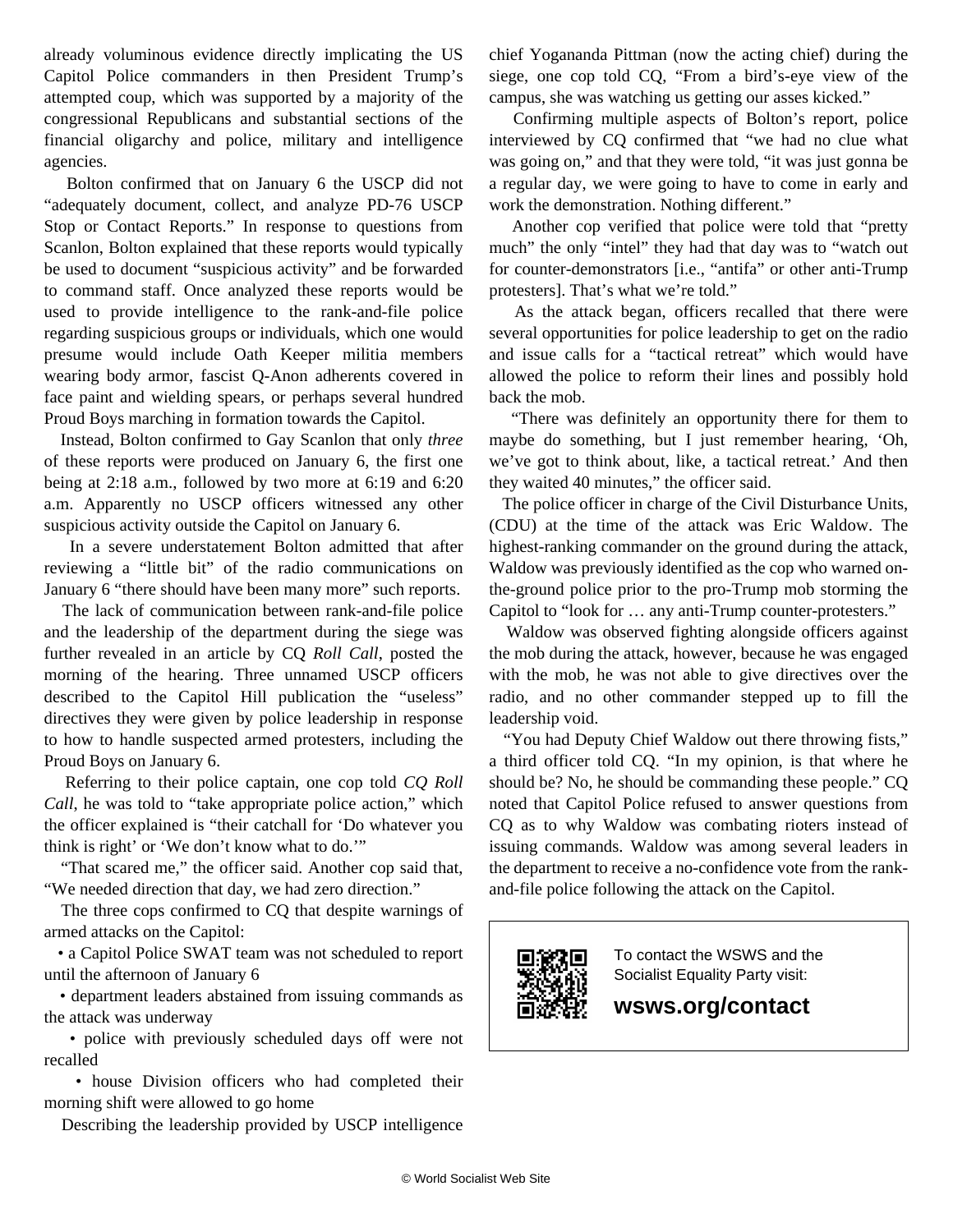already voluminous evidence directly implicating the US Capitol Police commanders in then President Trump's attempted coup, which was supported by a majority of the congressional Republicans and substantial sections of the financial oligarchy and police, military and intelligence agencies.

Bolton confirmed that on January 6 the USCP did not "adequately document, collect, and analyze PD-76 USCP Stop or Contact Reports." In response to questions from Scanlon, Bolton explained that these reports would typically be used to document "suspicious activity" and be forwarded to command staff. Once analyzed these reports would be used to provide intelligence to the rank-and-file police regarding suspicious groups or individuals, which one would presume would include Oath Keeper militia members wearing body armor, fascist Q-Anon adherents covered in face paint and wielding spears, or perhaps several hundred Proud Boys marching in formation towards the Capitol.

Instead, Bolton confirmed to Gay Scanlon that only *three* of these reports were produced on January 6, the first one being at 2:18 a.m., followed by two more at 6:19 and 6:20 a.m. Apparently no USCP officers witnessed any other suspicious activity outside the Capitol on January 6.

In a severe understatement Bolton admitted that after reviewing a "little bit" of the radio communications on January 6 "there should have been many more" such reports.

The lack of communication between rank-and-file police and the leadership of the department during the siege was further revealed in an article by CQ *Roll Call*, posted the morning of the hearing. Three unnamed USCP officers described to the Capitol Hill publication the "useless" directives they were given by police leadership in response to how to handle suspected armed protesters, including the Proud Boys on January 6.

Referring to their police captain, one cop told *CQ Roll Call*, he was told to "take appropriate police action," which the officer explained is "their catchall for 'Do whatever you think is right' or 'We don't know what to do.'"

"That scared me," the officer said. Another cop said that, "We needed direction that day, we had zero direction."

The three cops confirmed to CQ that despite warnings of armed attacks on the Capitol:

- a Capitol Police SWAT team was not scheduled to report until the afternoon of January 6
- department leaders abstained from issuing commands as the attack was underway
- police with previously scheduled days off were not recalled
- house Division officers who had completed their morning shift were allowed to go home

Describing the leadership provided by USCP intelligence chief Yogananda Pittman (now the acting chief) during the siege, one cop told CQ, "From a bird's-eye view of the campus, she was watching us getting our asses kicked."

Confirming multiple aspects of Bolton's report, police interviewed by CQ confirmed that "we had no clue what was going on," and that they were told, "it was just gonna be a regular day, we were going to have to come in early and work the demonstration. Nothing different."

Another cop verified that police were told that "pretty much" the only "intel" they had that day was to "watch out for counter-demonstrators [i.e., "antifa" or other anti-Trump protesters]. That's what we're told."

As the attack began, officers recalled that there were several opportunities for police leadership to get on the radio and issue calls for a "tactical retreat" which would have allowed the police to reform their lines and possibly hold back the mob.

"There was definitely an opportunity there for them to maybe do something, but I just remember hearing, 'Oh, we've got to think about, like, a tactical retreat.' And then they waited 40 minutes," the officer said.

The police officer in charge of the Civil Disturbance Units, (CDU) at the time of the attack was Eric Waldow. The highest-ranking commander on the ground during the attack, Waldow was previously identified as the cop who warned on-the-ground police prior to the pro-Trump mob storming the Capitol to "look for … any anti-Trump counter-protesters."

Waldow was observed fighting alongside officers against the mob during the attack, however, because he was engaged with the mob, he was not able to give directives over the radio, and no other commander stepped up to fill the leadership void.

"You had Deputy Chief Waldow out there throwing fists," a third officer told CQ. "In my opinion, is that where he should be? No, he should be commanding these people." CQ noted that Capitol Police refused to answer questions from CQ as to why Waldow was combating rioters instead of issuing commands. Waldow was among several leaders in the department to receive a no-confidence vote from the rank-and-file police following the attack on the Capitol.

To contact the WSWS and the Socialist Equality Party visit:

**wsws.org/contact**